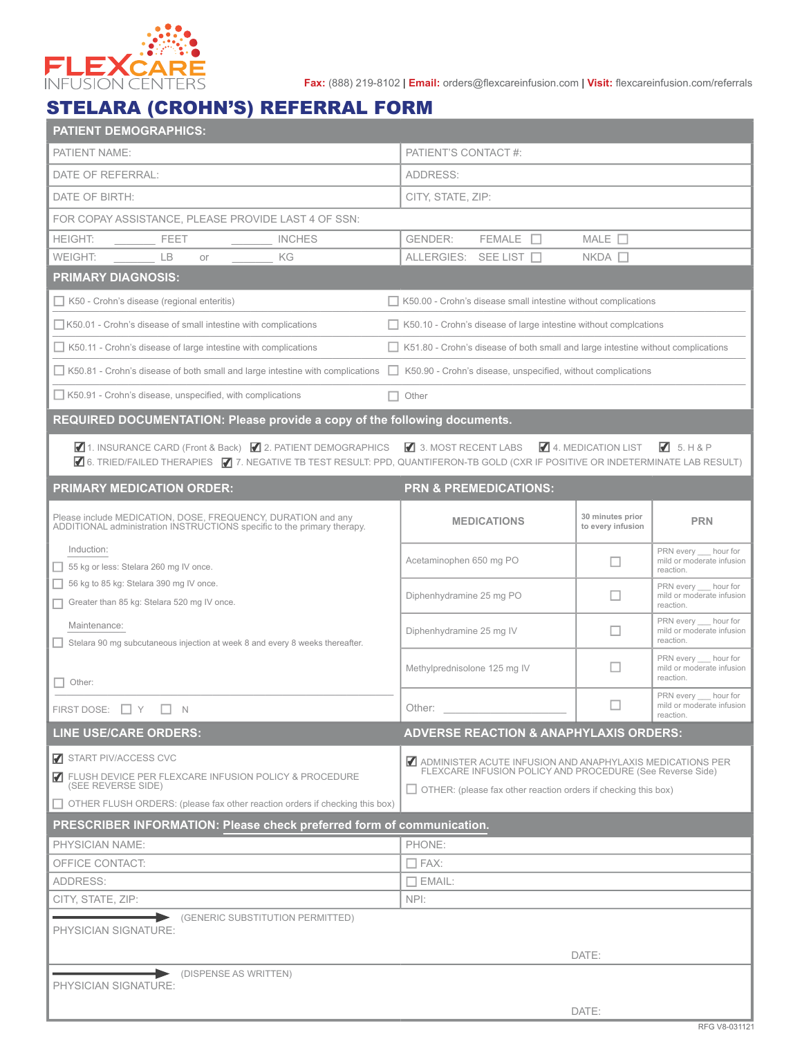FLEXCARE INFUSION CENTERS

**Fax:** (888) 219-8102 | **Email:** orders@flexcareinfusion.com | **Visit:** flexcareinfusion.com/referrals

# STELARA (CROHN'S) REFERRAL FORM

## PATIENT DEMOGRAPHICS:

| | |
|---|---|
| PATIENT NAME: | PATIENT'S CONTACT #: |
| DATE OF REFERRAL: | ADDRESS: |
| DATE OF BIRTH: | CITY, STATE, ZIP: |
| FOR COPAY ASSISTANCE, PLEASE PROVIDE LAST 4 OF SSN: | |
| HEIGHT: _______ FEET _______ INCHES | GENDER: FEMALE ☐ MALE ☐ |
| WEIGHT: _______ LB or _______ KG | ALLERGIES: SEE LIST ☐ NKDA ☐ |

## PRIMARY DIAGNOSIS:

| | |
|---|---|
| ☐ K50 - Crohn's disease (regional enteritis) | ☐ K50.00 - Crohn's disease small intestine without complications |
| ☐ K50.01 - Crohn's disease of small intestine with complications | ☐ K50.10 - Crohn's disease of large intestine without compl​cations |
| ☐ K50.11 - Crohn's disease of large intestine with complications | ☐ K51.80 - Crohn's disease of both small and large intestine without complications |
| ☐ K50.81 - Crohn's disease of both small and large intestine with complications | ☐ K50.90 - Crohn's disease, unspecified, without complications |
| ☐ K50.91 - Crohn's disease, unspecified, with complications | ☐ Other |

## REQUIRED DOCUMENTATION: Please provide a copy of the following documents.

☑ 1. INSURANCE CARD (Front & Back) ☑ 2. PATIENT DEMOGRAPHICS ☑ 3. MOST RECENT LABS ☑ 4. MEDICATION LIST ☑ 5. H & P
☑ 6. TRIED/FAILED THERAPIES ☑ 7. NEGATIVE TB TEST RESULT: PPD, QUANTIFERON-TB GOLD (CXR IF POSITIVE OR INDETERMINATE LAB RESULT)

## PRIMARY MEDICATION ORDER:

Please include MEDICATION, DOSE, FREQUENCY, DURATION and any ADDITIONAL administration INSTRUCTIONS specific to the primary therapy.

Induction:
- ☐ 55 kg or less: Stelara 260 mg IV once.
- ☐ 56 kg to 85 kg: Stelara 390 mg IV once.
- ☐ Greater than 85 kg: Stelara 520 mg IV once.

Maintenance:
- ☐ Stelara 90 mg subcutaneous injection at week 8 and every 8 weeks thereafter.

☐ Other: _______________

FIRST DOSE: ☐ Y ☐ N

## PRN & PREMEDICATIONS:

| MEDICATIONS | 30 minutes prior to every infusion | PRN |
|---|---|---|
| Acetaminophen 650 mg PO | ☐ | PRN every ___ hour for mild or moderate infusion reaction. |
| Diphenhydramine 25 mg PO | ☐ | PRN every ___ hour for mild or moderate infusion reaction. |
| Diphenhydramine 25 mg IV | ☐ | PRN every ___ hour for mild or moderate infusion reaction. |
| Methylprednisolone 125 mg IV | ☐ | PRN every ___ hour for mild or moderate infusion reaction. |
| Other: _______________ | ☐ | PRN every ___ hour for mild or moderate infusion reaction. |

## LINE USE/CARE ORDERS:

- ☑ START PIV/ACCESS CVC
- ☑ FLUSH DEVICE PER FLEXCARE INFUSION POLICY & PROCEDURE (SEE REVERSE SIDE)
- ☐ OTHER FLUSH ORDERS: (please fax other reaction orders if checking this box)

## ADVERSE REACTION & ANAPHYLAXIS ORDERS:

- ☑ ADMINISTER ACUTE INFUSION AND ANAPHYLAXIS MEDICATIONS PER FLEXCARE INFUSION POLICY AND PROCEDURE (See Reverse Side)
- ☐ OTHER: (please fax other reaction orders if checking this box)

## PRESCRIBER INFORMATION: Please check preferred form of communication.

| | |
|---|---|
| PHYSICIAN NAME: | PHONE: |
| OFFICE CONTACT: | ☐ FAX: |
| ADDRESS: | ☐ EMAIL: |
| CITY, STATE, ZIP: | NPI: |

PHYSICIAN SIGNATURE: (GENERIC SUBSTITUTION PERMITTED) DATE:

PHYSICIAN SIGNATURE: (DISPENSE AS WRITTEN) DATE:

RFG V8-031121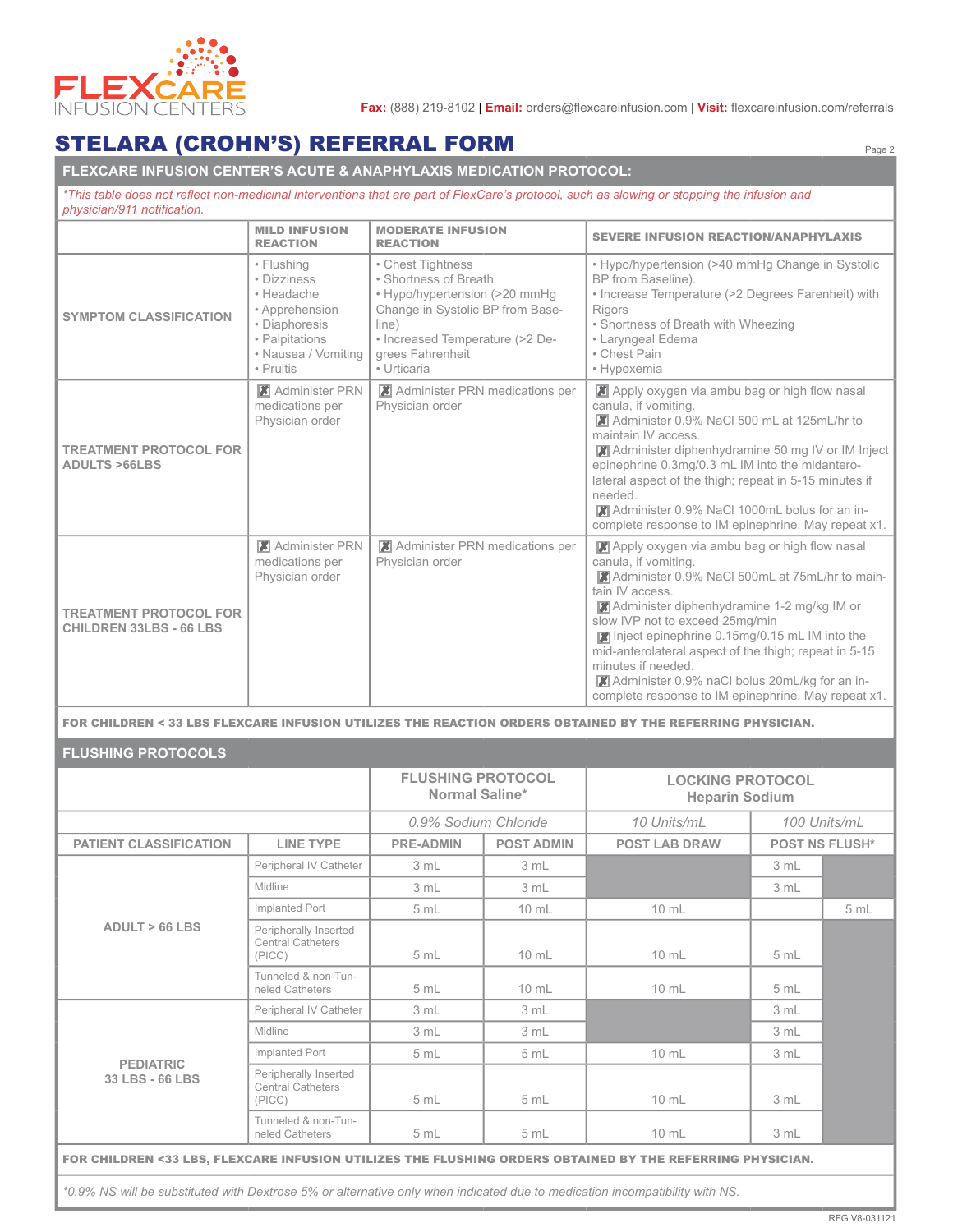# STELARA (CROHN'S) REFERRAL FORM

## FLEXCARE INFUSION CENTER'S ACUTE & ANAPHYLAXIS MEDICATION PROTOCOL:

*\*This table does not reflect non-medicinal interventions that are part of FlexCare's protocol, such as slowing or stopping the infusion and physician/911 notification.*

| | MILD INFUSION REACTION | MODERATE INFUSION REACTION | SEVERE INFUSION REACTION/ANAPHYLAXIS |
|---|---|---|---|
| **SYMPTOM CLASSIFICATION** | • Flushing<br>• Dizziness<br>• Headache<br>• Apprehension<br>• Diaphoresis<br>• Palpitations<br>• Nausea / Vomiting<br>• Pruitis | • Chest Tightness<br>• Shortness of Breath<br>• Hypo/hypertension (>20 mmHg Change in Systolic BP from Baseline)<br>• Increased Temperature (>2 Degrees Farenheit)<br>• Urticaria | • Hypo/hypertension (>40 mmHg Change in Systolic BP from Baseline).<br>• Increase Temperature (>2 Degrees Farenheit) with Rigors<br>• Shortness of Breath with Wheezing<br>• Laryngeal Edema<br>• Chest Pain<br>• Hypoxemia |
| **TREATMENT PROTOCOL FOR ADULTS >66LBS** | ☒ Administer PRN medications per Physician order | ☒ Administer PRN medications per Physician order | ☒ Apply oxygen via ambu bag or high flow nasal canula, if vomiting.<br>☒ Administer 0.9% NaCl 500 mL at 125mL/hr to maintain IV access.<br>☒ Administer diphenhydramine 50 mg IV or IM Inject epinephrine 0.3mg/0.3 mL IM into the midantero-lateral aspect of the thigh; repeat in 5-15 minutes if needed.<br>☒ Administer 0.9% NaCl 1000mL bolus for an incomplete response to IM epinephrine. May repeat x1. |
| **TREATMENT PROTOCOL FOR CHILDREN 33LBS - 66 LBS** | ☒ Administer PRN medications per Physician order | ☒ Administer PRN medications per Physician order | ☒ Apply oxygen via ambu bag or high flow nasal canula, if vomiting.<br>☒ Administer 0.9% NaCl 500mL at 75mL/hr to maintain IV access.<br>☒ Administer diphenhydramine 1-2 mg/kg IM or slow IVP not to exceed 25mg/min<br>☒ Inject epinephrine 0.15mg/0.15 mL IM into the mid-anterolateral aspect of the thigh; repeat in 5-15 minutes if needed.<br>☒ Administer 0.9% naCl bolus 20mL/kg for an incomplete response to IM epinephrine. May repeat x1. |

**FOR CHILDREN < 33 LBS FLEXCARE INFUSION UTILIZES THE REACTION ORDERS OBTAINED BY THE REFERRING PHYSICIAN.**

## FLUSHING PROTOCOLS

| | | FLUSHING PROTOCOL Normal Saline* | | LOCKING PROTOCOL Heparin Sodium | | |
|---|---|---|---|---|---|---|
| | | *0.9% Sodium Chloride* | | *10 Units/mL* | *100 Units/mL* | |
| **PATIENT CLASSIFICATION** | **LINE TYPE** | **PRE-ADMIN** | **POST ADMIN** | **POST LAB DRAW** | **POST NS FLUSH*** | |
| **ADULT > 66 LBS** | Peripheral IV Catheter | 3 mL | 3 mL | | 3 mL | |
| | Midline | 3 mL | 3 mL | | 3 mL | |
| | Implanted Port | 5 mL | 10 mL | 10 mL | | 5 mL |
| | Peripherally Inserted Central Catheters (PICC) | 5 mL | 10 mL | 10 mL | 5 mL | |
| | Tunneled & non-Tunneled Catheters | 5 mL | 10 mL | 10 mL | 5 mL | |
| **PEDIATRIC 33 LBS - 66 LBS** | Peripheral IV Catheter | 3 mL | 3 mL | | 3 mL | |
| | Midline | 3 mL | 3 mL | | 3 mL | |
| | Implanted Port | 5 mL | 5 mL | 10 mL | 3 mL | |
| | Peripherally Inserted Central Catheters (PICC) | 5 mL | 5 mL | 10 mL | 3 mL | |
| | Tunneled & non-Tunneled Catheters | 5 mL | 5 mL | 10 mL | 3 mL | |

**FOR CHILDREN <33 LBS, FLEXCARE INFUSION UTILIZES THE FLUSHING ORDERS OBTAINED BY THE REFERRING PHYSICIAN.**

*\*0.9% NS will be substituted with Dextrose 5% or alternative only when indicated due to medication incompatibility with NS.*